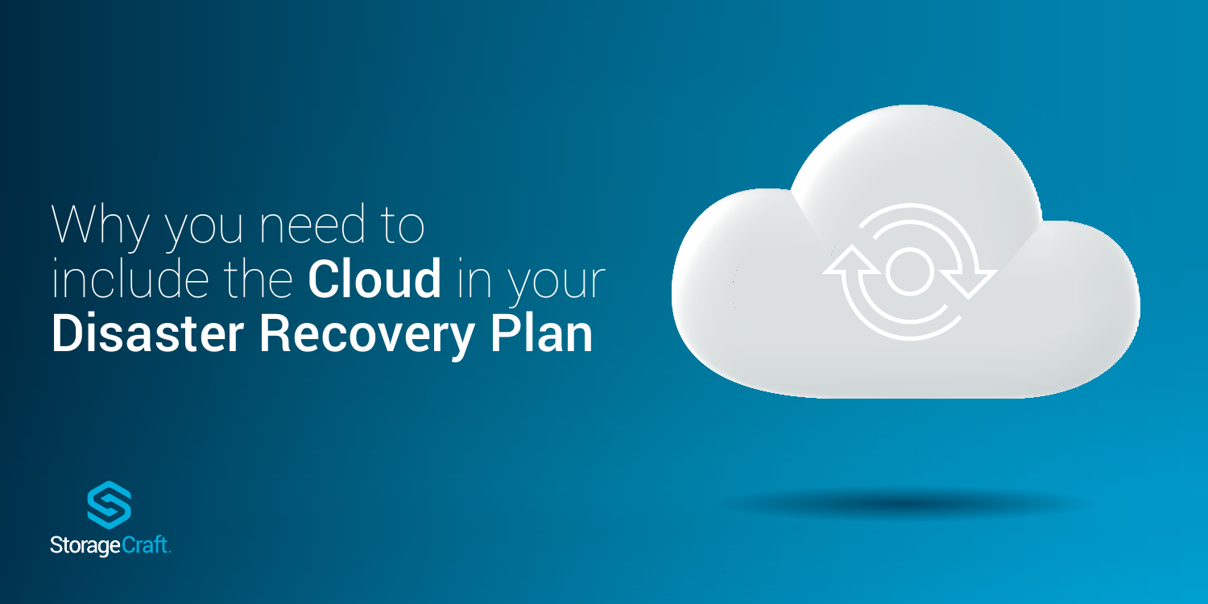# Why you need to include the **Cloud** in your **Disaster Recovery Plan**

StorageCraft.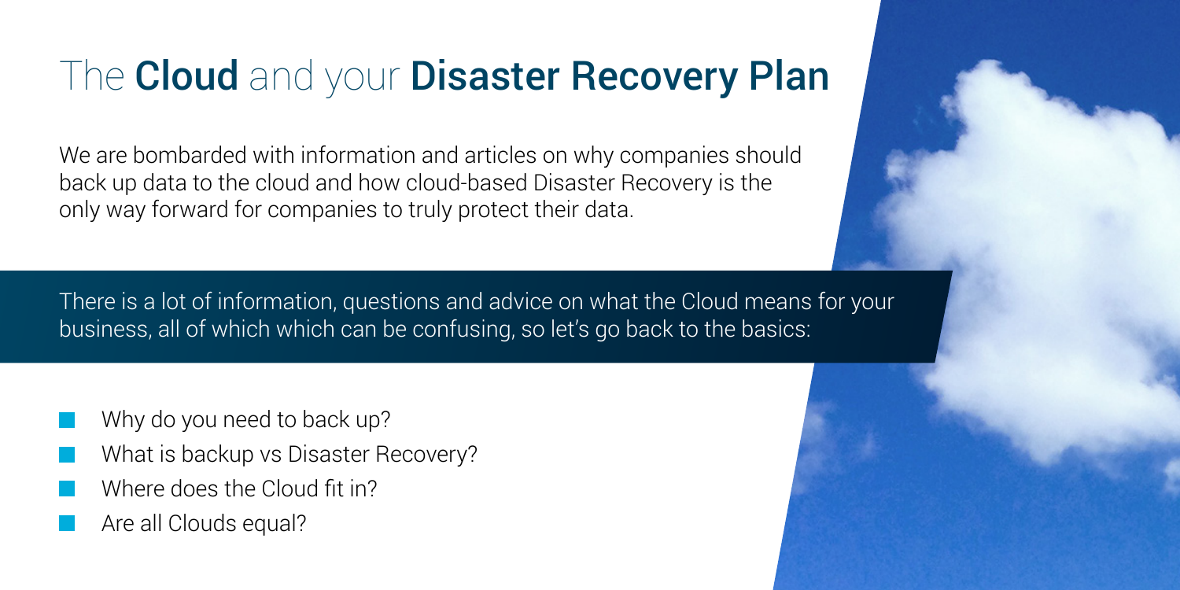# The **Cloud** and your **Disaster Recovery Plan**

We are bombarded with information and articles on why companies should back up data to the cloud and how cloud-based Disaster Recovery is the only way forward for companies to truly protect their data.

There is a lot of information, questions and advice on what the Cloud means for your business, all of which which can be confusing, so let's go back to the basics:

- Why do you need to back up?
- What is backup vs Disaster Recovery?
- Where does the Cloud fit in?
- Are all Clouds equal?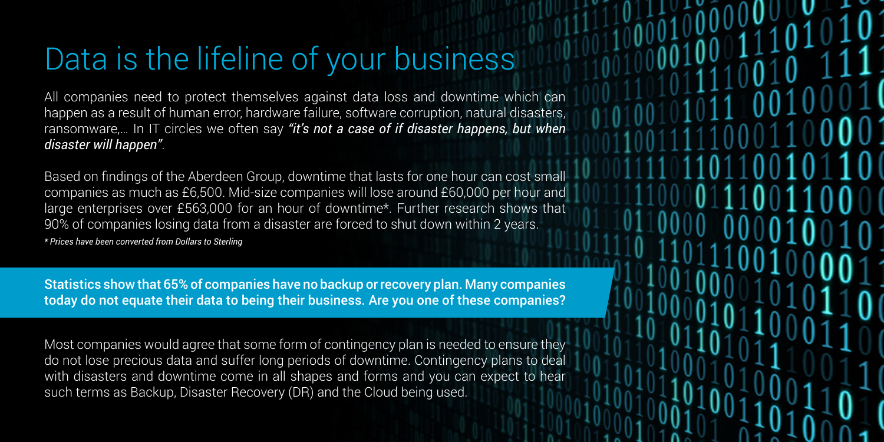# Data is the lifeline of your business

All companies need to protect themselves against data loss and downtime which can happen as a result of human error, hardware failure, software corruption, natural disasters, ransomware,... In IT circles we often say *"it's not a case of if disaster happens, but when disaster will happen"*.

Based on findings of the Aberdeen Group, downtime that lasts for one hour can cost small companies as much as £6,500. Mid-size companies will lose around £60,000 per hour and large enterprises over £563,000 for an hour of downtime*. Further research shows that 90% of companies losing data from a disaster are forced to shut down within 2 years.

*\* Prices have been converted from Dollars to Sterling*

**Statistics show that 65% of companies have no backup or recovery plan. Many companies today do not equate their data to being their business. Are you one of these companies?**

Most companies would agree that some form of contingency plan is needed to ensure they do not lose precious data and suffer long periods of downtime. Contingency plans to deal with disasters and downtime come in all shapes and forms and you can expect to hear such terms as Backup, Disaster Recovery (DR) and the Cloud being used.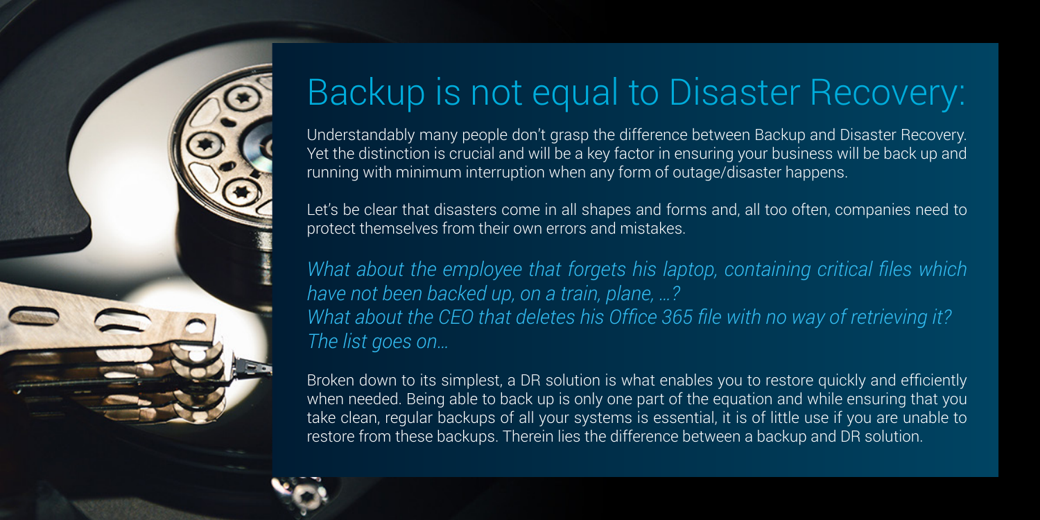# Backup is not equal to Disaster Recovery:

Understandably many people don't grasp the difference between Backup and Disaster Recovery. Yet the distinction is crucial and will be a key factor in ensuring your business will be back up and running with minimum interruption when any form of outage/disaster happens.

Let's be clear that disasters come in all shapes and forms and, all too often, companies need to protect themselves from their own errors and mistakes.

*What about the employee that forgets his laptop, containing critical files which have not been backed up, on a train, plane, ...?*
*What about the CEO that deletes his Office 365 file with no way of retrieving it?*
*The list goes on...*

Broken down to its simplest, a DR solution is what enables you to restore quickly and efficiently when needed. Being able to back up is only one part of the equation and while ensuring that you take clean, regular backups of all your systems is essential, it is of little use if you are unable to restore from these backups. Therein lies the difference between a backup and DR solution.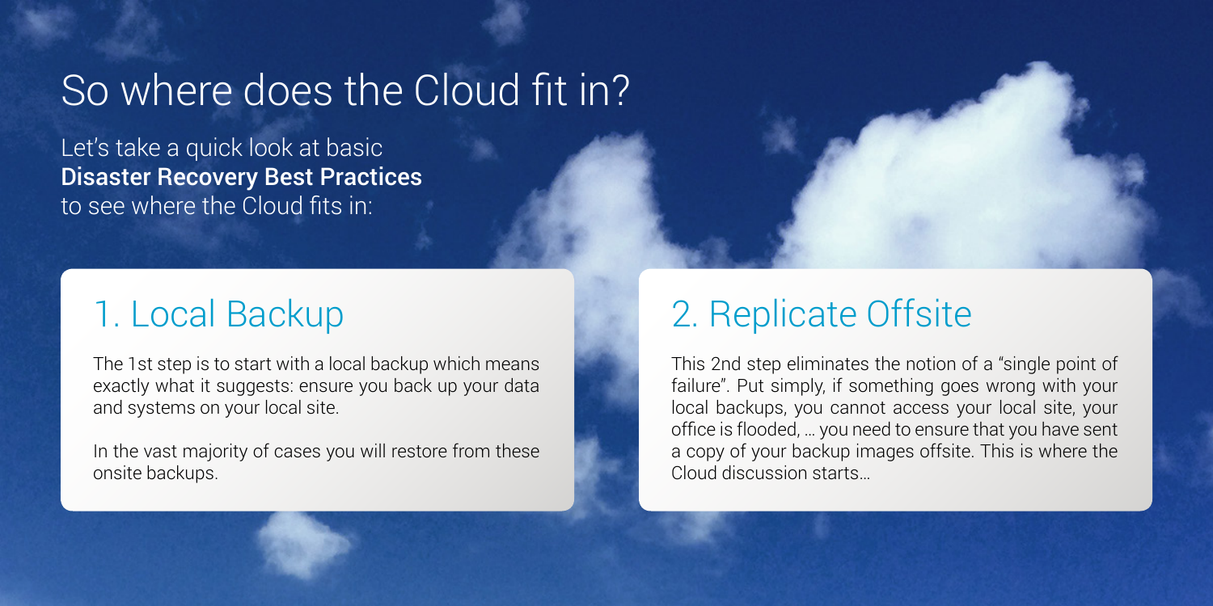# So where does the Cloud fit in?

Let's take a quick look at basic **Disaster Recovery Best Practices** to see where the Cloud fits in:

## 1. Local Backup

The 1st step is to start with a local backup which means exactly what it suggests: ensure you back up your data and systems on your local site.

In the vast majority of cases you will restore from these onsite backups.

## 2. Replicate Offsite

This 2nd step eliminates the notion of a "single point of failure". Put simply, if something goes wrong with your local backups, you cannot access your local site, your office is flooded, … you need to ensure that you have sent a copy of your backup images offsite. This is where the Cloud discussion starts…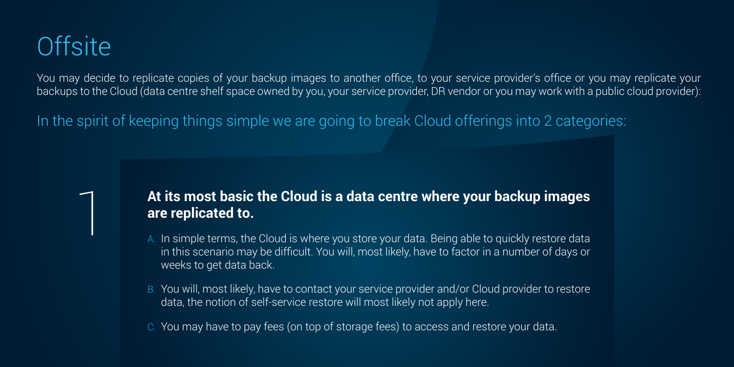# Offsite

You may decide to replicate copies of your backup images to another office, to your service provider's office or you may replicate your backups to the Cloud (data centre shelf space owned by you, your service provider, DR vendor or you may work with a public cloud provider):

## In the spirit of keeping things simple we are going to break Cloud offerings into 2 categories:

1. **At its most basic the Cloud is a data centre where your backup images are replicated to.**

   A. In simple terms, the Cloud is where you store your data. Being able to quickly restore data in this scenario may be difficult. You will, most likely, have to factor in a number of days or weeks to get data back.

   B. You will, most likely, have to contact your service provider and/or Cloud provider to restore data, the notion of self-service restore will most likely not apply here.

   C. You may have to pay fees (on top of storage fees) to access and restore your data.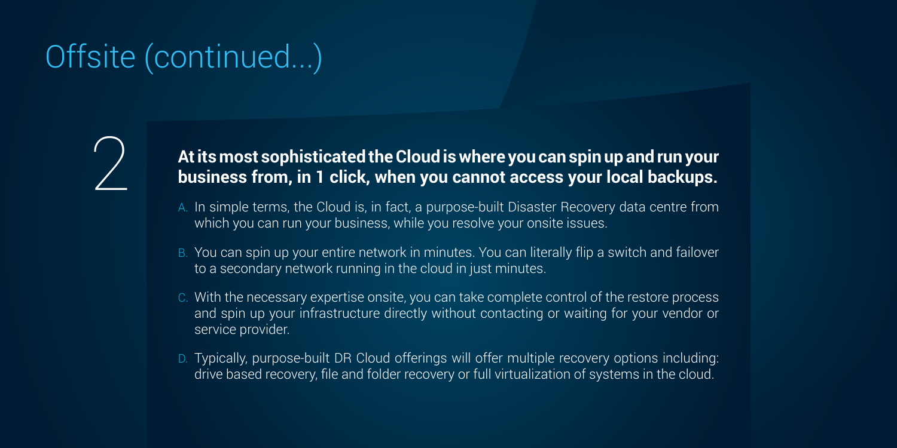# Offsite (continued...)

## 2

**At its most sophisticated the Cloud is where you can spin up and run your business from, in 1 click, when you cannot access your local backups.**

A. In simple terms, the Cloud is, in fact, a purpose-built Disaster Recovery data centre from which you can run your business, while you resolve your onsite issues.

B. You can spin up your entire network in minutes. You can literally flip a switch and failover to a secondary network running in the cloud in just minutes.

C. With the necessary expertise onsite, you can take complete control of the restore process and spin up your infrastructure directly without contacting or waiting for your vendor or service provider.

D. Typically, purpose-built DR Cloud offerings will offer multiple recovery options including: drive based recovery, file and folder recovery or full virtualization of systems in the cloud.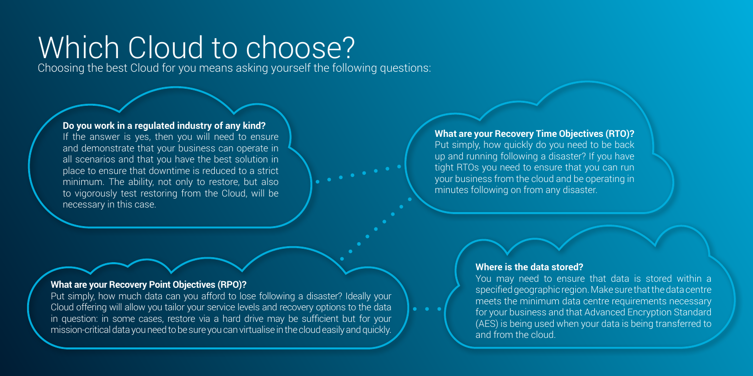# Which Cloud to choose?

Choosing the best Cloud for you means asking yourself the following questions:

**Do you work in a regulated industry of any kind?**
If the answer is yes, then you will need to ensure and demonstrate that your business can operate in all scenarios and that you have the best solution in place to ensure that downtime is reduced to a strict minimum. The ability, not only to restore, but also to vigorously test restoring from the Cloud, will be necessary in this case.

**What are your Recovery Time Objectives (RTO)?**
Put simply, how quickly do you need to be back up and running following a disaster? If you have tight RTOs you need to ensure that you can run your business from the cloud and be operating in minutes following on from any disaster.

**What are your Recovery Point Objectives (RPO)?**
Put simply, how much data can you afford to lose following a disaster? Ideally your Cloud offering will allow you tailor your service levels and recovery options to the data in question: in some cases, restore via a hard drive may be sufficient but for your mission-critical data you need to be sure you can virtualise in the cloud easily and quickly.

**Where is the data stored?**
You may need to ensure that data is stored within a specified geographic region. Make sure that the data centre meets the minimum data centre requirements necessary for your business and that Advanced Encryption Standard (AES) is being used when your data is being transferred to and from the cloud.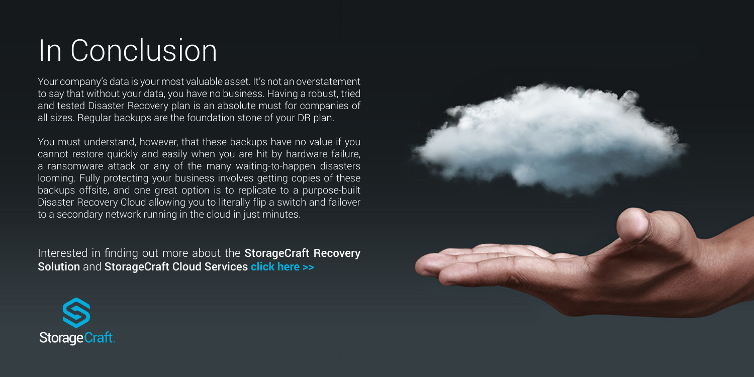# In Conclusion

Your company's data is your most valuable asset. It's not an overstatement to say that without your data, you have no business. Having a robust, tried and tested Disaster Recovery plan is an absolute must for companies of all sizes. Regular backups are the foundation stone of your DR plan.

You must understand, however, that these backups have no value if you cannot restore quickly and easily when you are hit by hardware failure, a ransomware attack or any of the many waiting-to-happen disasters looming. Fully protecting your business involves getting copies of these backups offsite, and one great option is to replicate to a purpose-built Disaster Recovery Cloud allowing you to literally flip a switch and failover to a secondary network running in the cloud in just minutes.

Interested in finding out more about the **StorageCraft Recovery Solution** and **StorageCraft Cloud Services** **click here >>**

StorageCraft.